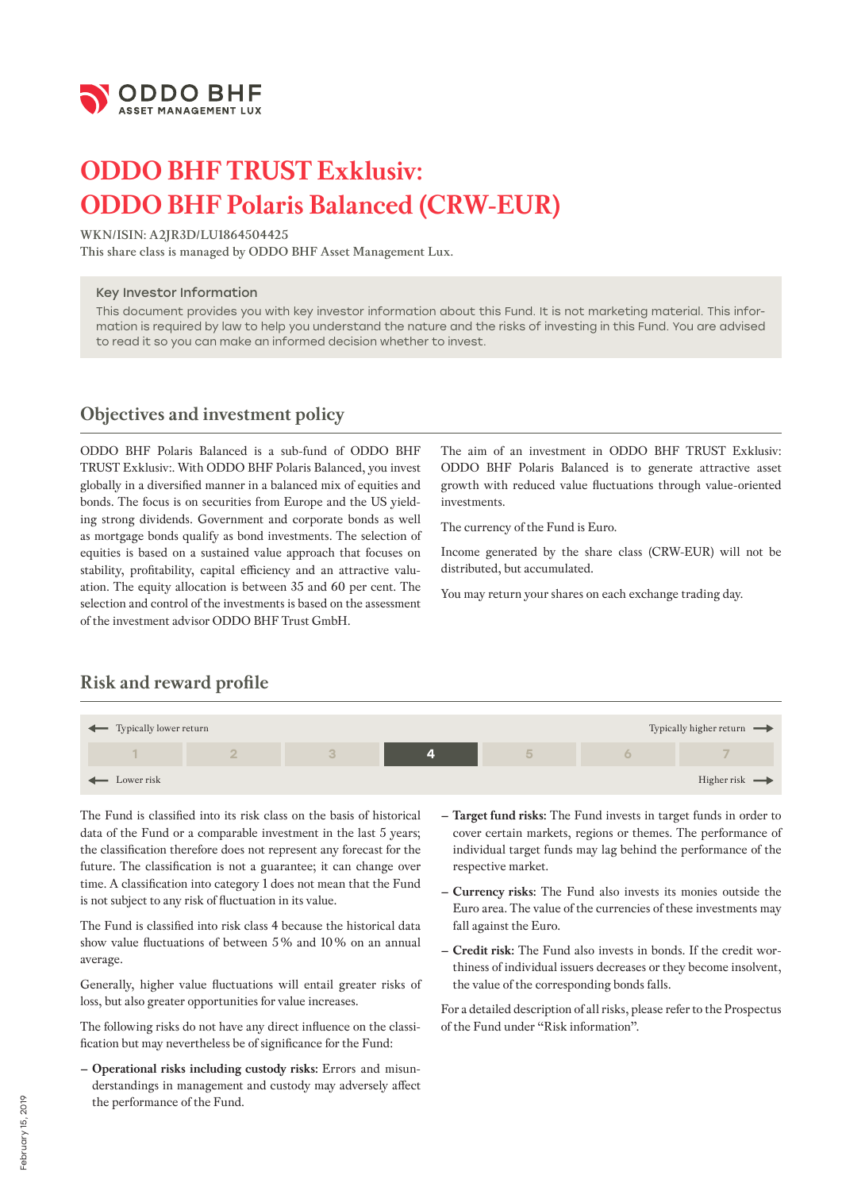# ODDO BHF TRUST Exklusiv: ODDO BHF Polaris Balanced (CRW-EUR)

WKN/ISIN: A2JR3D/LU1864504425
This share class is managed by ODDO BHF Asset Management Lux.

**Key Investor Information**

This document provides you with key investor information about this Fund. It is not marketing material. This information is required by law to help you understand the nature and the risks of investing in this Fund. You are advised to read it so you can make an informed decision whether to invest.

## Objectives and investment policy

ODDO BHF Polaris Balanced is a sub-fund of ODDO BHF TRUST Exklusiv:. With ODDO BHF Polaris Balanced, you invest globally in a diversified manner in a balanced mix of equities and bonds. The focus is on securities from Europe and the US yielding strong dividends. Government and corporate bonds as well as mortgage bonds qualify as bond investments. The selection of equities is based on a sustained value approach that focuses on stability, profitability, capital efficiency and an attractive valuation. The equity allocation is between 35 and 60 per cent. The selection and control of the investments is based on the assessment of the investment advisor ODDO BHF Trust GmbH.

The aim of an investment in ODDO BHF TRUST Exklusiv: ODDO BHF Polaris Balanced is to generate attractive asset growth with reduced value fluctuations through value-oriented investments.

The currency of the Fund is Euro.

Income generated by the share class (CRW-EUR) will not be distributed, but accumulated.

You may return your shares on each exchange trading day.

## Risk and reward profile

| ← Typically lower return | | | | | | Typically higher return → |
|---|---|---|---|---|---|---|
| 1 | 2 | 3 | **4** | 5 | 6 | 7 |
| ← Lower risk | | | | | | Higher risk → |

The Fund is classified into its risk class on the basis of historical data of the Fund or a comparable investment in the last 5 years; the classification therefore does not represent any forecast for the future. The classification is not a guarantee; it can change over time. A classification into category 1 does not mean that the Fund is not subject to any risk of fluctuation in its value.

The Fund is classified into risk class 4 because the historical data show value fluctuations of between 5 % and 10 % on an annual average.

Generally, higher value fluctuations will entail greater risks of loss, but also greater opportunities for value increases.

The following risks do not have any direct influence on the classification but may nevertheless be of significance for the Fund:

- **Operational risks including custody risks**: Errors and misunderstandings in management and custody may adversely affect the performance of the Fund.
- **Target fund risks:** The Fund invests in target funds in order to cover certain markets, regions or themes. The performance of individual target funds may lag behind the performance of the respective market.
- **Currency risks:** The Fund also invests its monies outside the Euro area. The value of the currencies of these investments may fall against the Euro.
- **Credit risk:** The Fund also invests in bonds. If the credit worthiness of individual issuers decreases or they become insolvent, the value of the corresponding bonds falls.

For a detailed description of all risks, please refer to the Prospectus of the Fund under “Risk information”.

February 15, 2019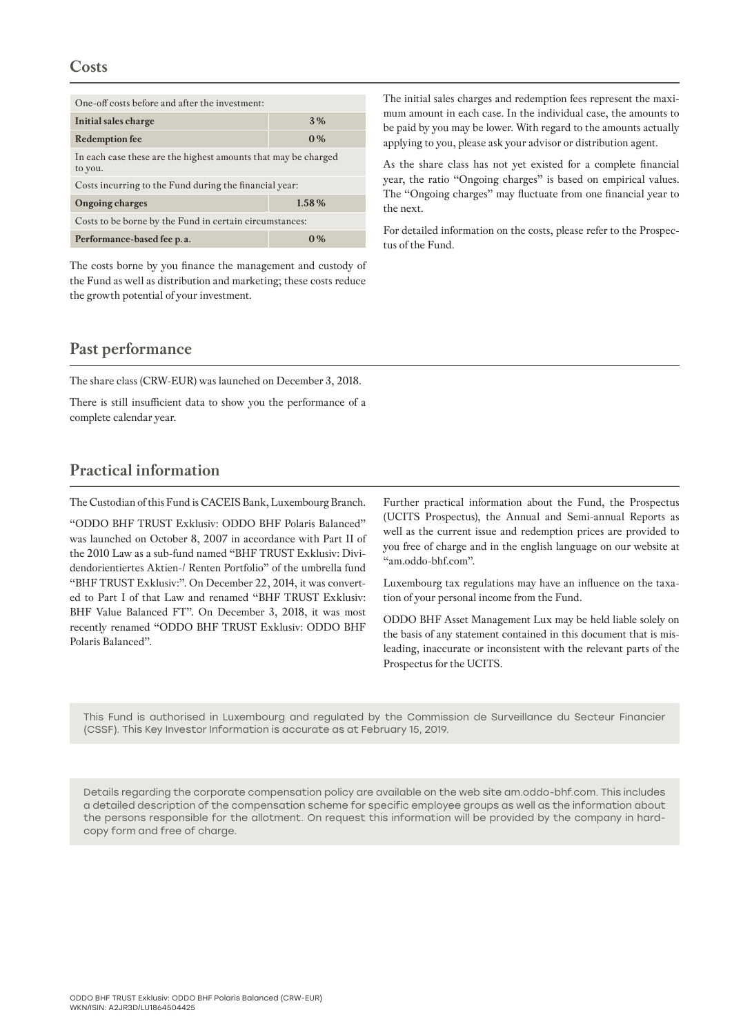## Costs

| One-off costs before and after the investment: | |
|---|---|
| **Initial sales charge** | **3 %** |
| **Redemption fee** | **0 %** |
| In each case these are the highest amounts that may be charged to you. | |
| Costs incurring to the Fund during the financial year: | |
| **Ongoing charges** | **1.58 %** |
| Costs to be borne by the Fund in certain circumstances: | |
| **Performance-based fee p. a.** | **0 %** |

The costs borne by you finance the management and custody of the Fund as well as distribution and marketing; these costs reduce the growth potential of your investment.

The initial sales charges and redemption fees represent the maximum amount in each case. In the individual case, the amounts to be paid by you may be lower. With regard to the amounts actually applying to you, please ask your advisor or distribution agent.

As the share class has not yet existed for a complete financial year, the ratio "Ongoing charges" is based on empirical values. The "Ongoing charges" may fluctuate from one financial year to the next.

For detailed information on the costs, please refer to the Prospectus of the Fund.

## Past performance

The share class (CRW-EUR) was launched on December 3, 2018.

There is still insufficient data to show you the performance of a complete calendar year.

## Practical information

The Custodian of this Fund is CACEIS Bank, Luxembourg Branch.

"ODDO BHF TRUST Exklusiv: ODDO BHF Polaris Balanced" was launched on October 8, 2007 in accordance with Part II of the 2010 Law as a sub-fund named "BHF TRUST Exklusiv: Dividendorientiertes Aktien-/ Renten Portfolio" of the umbrella fund "BHF TRUST Exklusiv:". On December 22, 2014, it was converted to Part I of that Law and renamed "BHF TRUST Exklusiv: BHF Value Balanced FT". On December 3, 2018, it was most recently renamed "ODDO BHF TRUST Exklusiv: ODDO BHF Polaris Balanced".

Further practical information about the Fund, the Prospectus (UCITS Prospectus), the Annual and Semi-annual Reports as well as the current issue and redemption prices are provided to you free of charge and in the english language on our website at "am.oddo-bhf.com".

Luxembourg tax regulations may have an influence on the taxation of your personal income from the Fund.

ODDO BHF Asset Management Lux may be held liable solely on the basis of any statement contained in this document that is misleading, inaccurate or inconsistent with the relevant parts of the Prospectus for the UCITS.

This Fund is authorised in Luxembourg and regulated by the Commission de Surveillance du Secteur Financier (CSSF). This Key Investor Information is accurate as at February 15, 2019.

Details regarding the corporate compensation policy are available on the web site am.oddo-bhf.com. This includes a detailed description of the compensation scheme for specific employee groups as well as the information about the persons responsible for the allotment. On request this information will be provided by the company in hard-copy form and free of charge.

ODDO BHF TRUST Exklusiv: ODDO BHF Polaris Balanced (CRW-EUR)
WKN/ISIN: A2JR3D/LU1864504425